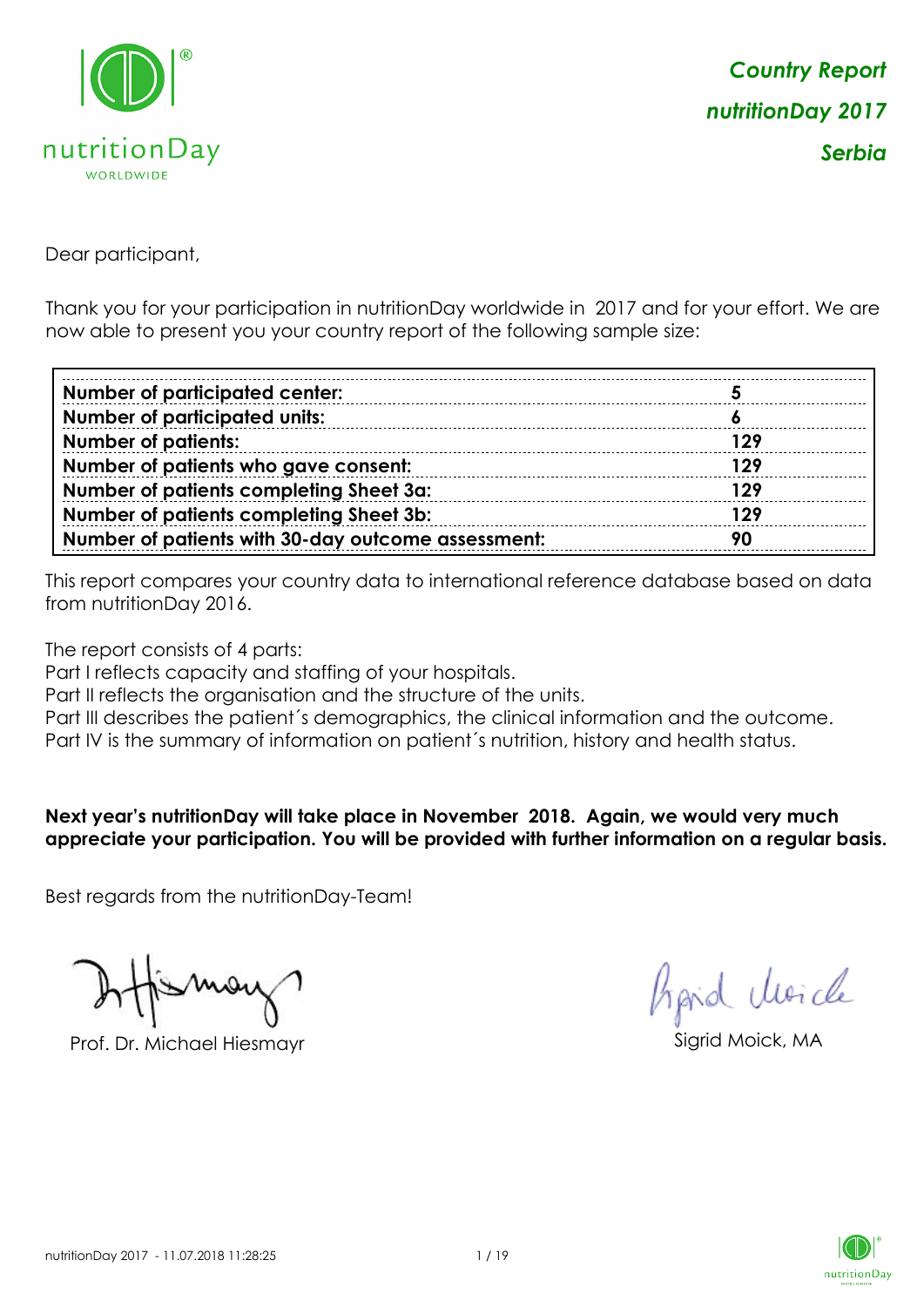# *Country Report*
# *nutritionDay 2017*
# *Serbia*

Dear participant,

Thank you for your participation in nutritionDay worldwide in 2017 and for your effort. We are now able to present you your country report of the following sample size:

| | |
|---|---|
| **Number of participated center:** | **5** |
| **Number of participated units:** | **6** |
| **Number of patients:** | **129** |
| **Number of patients who gave consent:** | **129** |
| **Number of patients completing Sheet 3a:** | **129** |
| **Number of patients completing Sheet 3b:** | **129** |
| **Number of patients with 30-day outcome assessment:** | **90** |

This report compares your country data to international reference database based on data from nutritionDay 2016.

The report consists of 4 parts:
Part I reflects capacity and staffing of your hospitals.
Part II reflects the organisation and the structure of the units.
Part III describes the patient´s demographics, the clinical information and the outcome.
Part IV is the summary of information on patient´s nutrition, history and health status.

**Next year's nutritionDay will take place in November 2018. Again, we would very much appreciate your participation. You will be provided with further information on a regular basis.**

Best regards from the nutritionDay-Team!

Prof. Dr. Michael Hiesmayr

Sigrid Moick, MA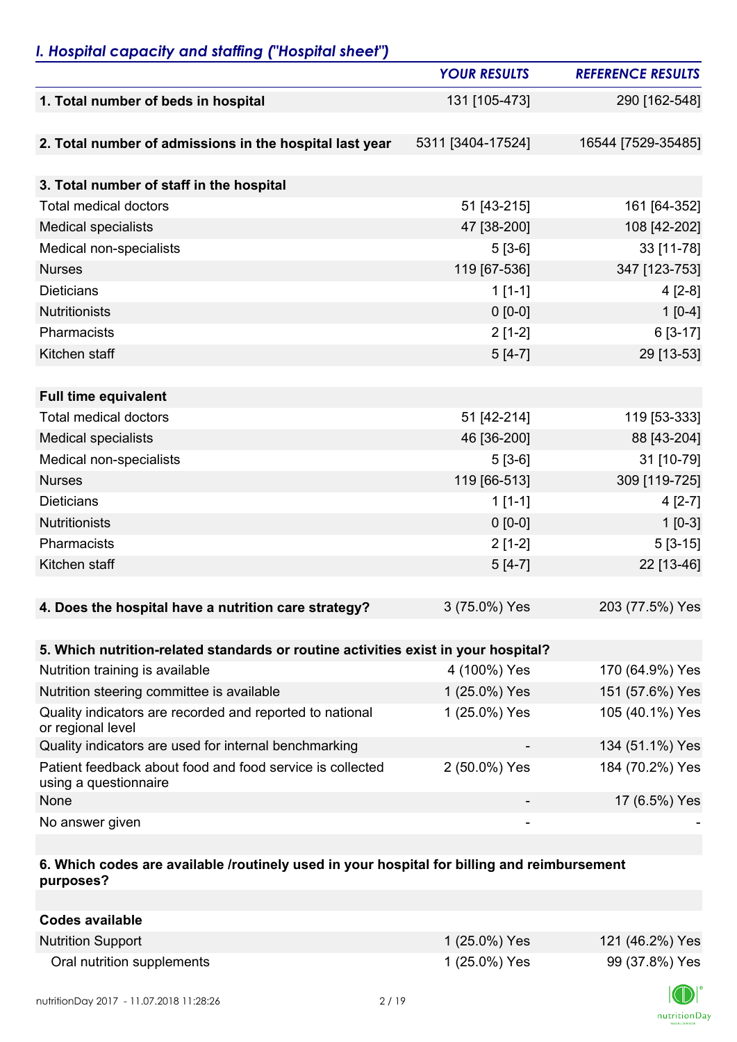## *I. Hospital capacity and staffing ("Hospital sheet")*

| | *YOUR RESULTS* | *REFERENCE RESULTS* |
|---|---|---|
| **1. Total number of beds in hospital** | 131 [105-473] | 290 [162-548] |
| **2. Total number of admissions in the hospital last year** | 5311 [3404-17524] | 16544 [7529-35485] |
| **3. Total number of staff in the hospital** | | |
| Total medical doctors | 51 [43-215] | 161 [64-352] |
| Medical specialists | 47 [38-200] | 108 [42-202] |
| Medical non-specialists | 5 [3-6] | 33 [11-78] |
| Nurses | 119 [67-536] | 347 [123-753] |
| Dieticians | 1 [1-1] | 4 [2-8] |
| Nutritionists | 0 [0-0] | 1 [0-4] |
| Pharmacists | 2 [1-2] | 6 [3-17] |
| Kitchen staff | 5 [4-7] | 29 [13-53] |
| **Full time equivalent** | | |
| Total medical doctors | 51 [42-214] | 119 [53-333] |
| Medical specialists | 46 [36-200] | 88 [43-204] |
| Medical non-specialists | 5 [3-6] | 31 [10-79] |
| Nurses | 119 [66-513] | 309 [119-725] |
| Dieticians | 1 [1-1] | 4 [2-7] |
| Nutritionists | 0 [0-0] | 1 [0-3] |
| Pharmacists | 2 [1-2] | 5 [3-15] |
| Kitchen staff | 5 [4-7] | 22 [13-46] |
| **4. Does the hospital have a nutrition care strategy?** | 3 (75.0%) Yes | 203 (77.5%) Yes |
| **5. Which nutrition-related standards or routine activities exist in your hospital?** | | |
| Nutrition training is available | 4 (100%) Yes | 170 (64.9%) Yes |
| Nutrition steering committee is available | 1 (25.0%) Yes | 151 (57.6%) Yes |
| Quality indicators are recorded and reported to national or regional level | 1 (25.0%) Yes | 105 (40.1%) Yes |
| Quality indicators are used for internal benchmarking | - | 134 (51.1%) Yes |
| Patient feedback about food and food service is collected using a questionnaire | 2 (50.0%) Yes | 184 (70.2%) Yes |
| None | - | 17 (6.5%) Yes |
| No answer given | - | - |
| **6. Which codes are available /routinely used in your hospital for billing and reimbursement purposes?** | | |
| **Codes available** | | |
| Nutrition Support | 1 (25.0%) Yes | 121 (46.2%) Yes |
| Oral nutrition supplements | 1 (25.0%) Yes | 99 (37.8%) Yes |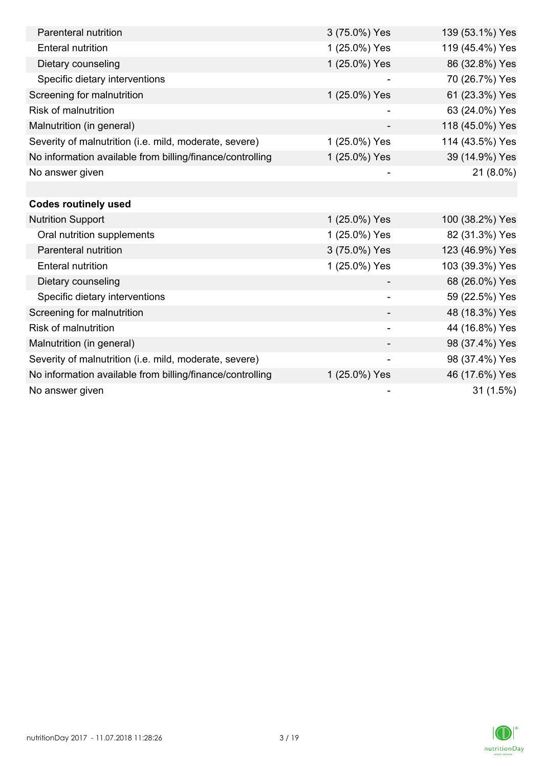| | | |
|---|---|---|
| Parenteral nutrition | 3 (75.0%) Yes | 139 (53.1%) Yes |
| Enteral nutrition | 1 (25.0%) Yes | 119 (45.4%) Yes |
| Dietary counseling | 1 (25.0%) Yes | 86 (32.8%) Yes |
| Specific dietary interventions | - | 70 (26.7%) Yes |
| Screening for malnutrition | 1 (25.0%) Yes | 61 (23.3%) Yes |
| Risk of malnutrition | - | 63 (24.0%) Yes |
| Malnutrition (in general) | - | 118 (45.0%) Yes |
| Severity of malnutrition (i.e. mild, moderate, severe) | 1 (25.0%) Yes | 114 (43.5%) Yes |
| No information available from billing/finance/controlling | 1 (25.0%) Yes | 39 (14.9%) Yes |
| No answer given | - | 21 (8.0%) |
| | | |
| **Codes routinely used** | | |
| Nutrition Support | 1 (25.0%) Yes | 100 (38.2%) Yes |
| Oral nutrition supplements | 1 (25.0%) Yes | 82 (31.3%) Yes |
| Parenteral nutrition | 3 (75.0%) Yes | 123 (46.9%) Yes |
| Enteral nutrition | 1 (25.0%) Yes | 103 (39.3%) Yes |
| Dietary counseling | - | 68 (26.0%) Yes |
| Specific dietary interventions | - | 59 (22.5%) Yes |
| Screening for malnutrition | - | 48 (18.3%) Yes |
| Risk of malnutrition | - | 44 (16.8%) Yes |
| Malnutrition (in general) | - | 98 (37.4%) Yes |
| Severity of malnutrition (i.e. mild, moderate, severe) | - | 98 (37.4%) Yes |
| No information available from billing/finance/controlling | 1 (25.0%) Yes | 46 (17.6%) Yes |
| No answer given | - | 31 (1.5%) |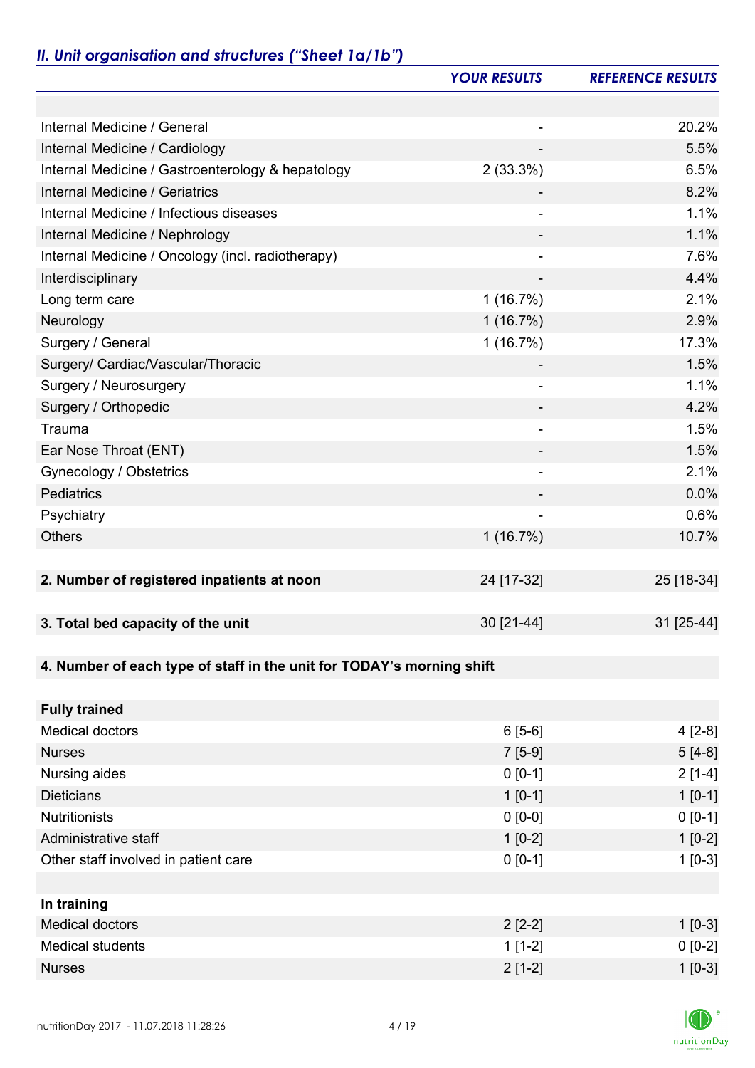## *II. Unit organisation and structures ("Sheet 1a/1b")*

| | *YOUR RESULTS* | *REFERENCE RESULTS* |
|---|---|---|
| | | |
| Internal Medicine / General | - | 20.2% |
| Internal Medicine / Cardiology | - | 5.5% |
| Internal Medicine / Gastroenterology & hepatology | 2 (33.3%) | 6.5% |
| Internal Medicine / Geriatrics | - | 8.2% |
| Internal Medicine / Infectious diseases | - | 1.1% |
| Internal Medicine / Nephrology | - | 1.1% |
| Internal Medicine / Oncology (incl. radiotherapy) | - | 7.6% |
| Interdisciplinary | - | 4.4% |
| Long term care | 1 (16.7%) | 2.1% |
| Neurology | 1 (16.7%) | 2.9% |
| Surgery / General | 1 (16.7%) | 17.3% |
| Surgery/ Cardiac/Vascular/Thoracic | - | 1.5% |
| Surgery / Neurosurgery | - | 1.1% |
| Surgery / Orthopedic | - | 4.2% |
| Trauma | - | 1.5% |
| Ear Nose Throat (ENT) | - | 1.5% |
| Gynecology / Obstetrics | - | 2.1% |
| Pediatrics | - | 0.0% |
| Psychiatry | - | 0.6% |
| Others | 1 (16.7%) | 10.7% |
| | | |
| **2. Number of registered inpatients at noon** | 24 [17-32] | 25 [18-34] |
| | | |
| **3. Total bed capacity of the unit** | 30 [21-44] | 31 [25-44] |
| | | |
| **4. Number of each type of staff in the unit for TODAY's morning shift** | | |
| | | |
| **Fully trained** | | |
| Medical doctors | 6 [5-6] | 4 [2-8] |
| Nurses | 7 [5-9] | 5 [4-8] |
| Nursing aides | 0 [0-1] | 2 [1-4] |
| Dieticians | 1 [0-1] | 1 [0-1] |
| Nutritionists | 0 [0-0] | 0 [0-1] |
| Administrative staff | 1 [0-2] | 1 [0-2] |
| Other staff involved in patient care | 0 [0-1] | 1 [0-3] |
| | | |
| **In training** | | |
| Medical doctors | 2 [2-2] | 1 [0-3] |
| Medical students | 1 [1-2] | 0 [0-2] |
| Nurses | 2 [1-2] | 1 [0-3] |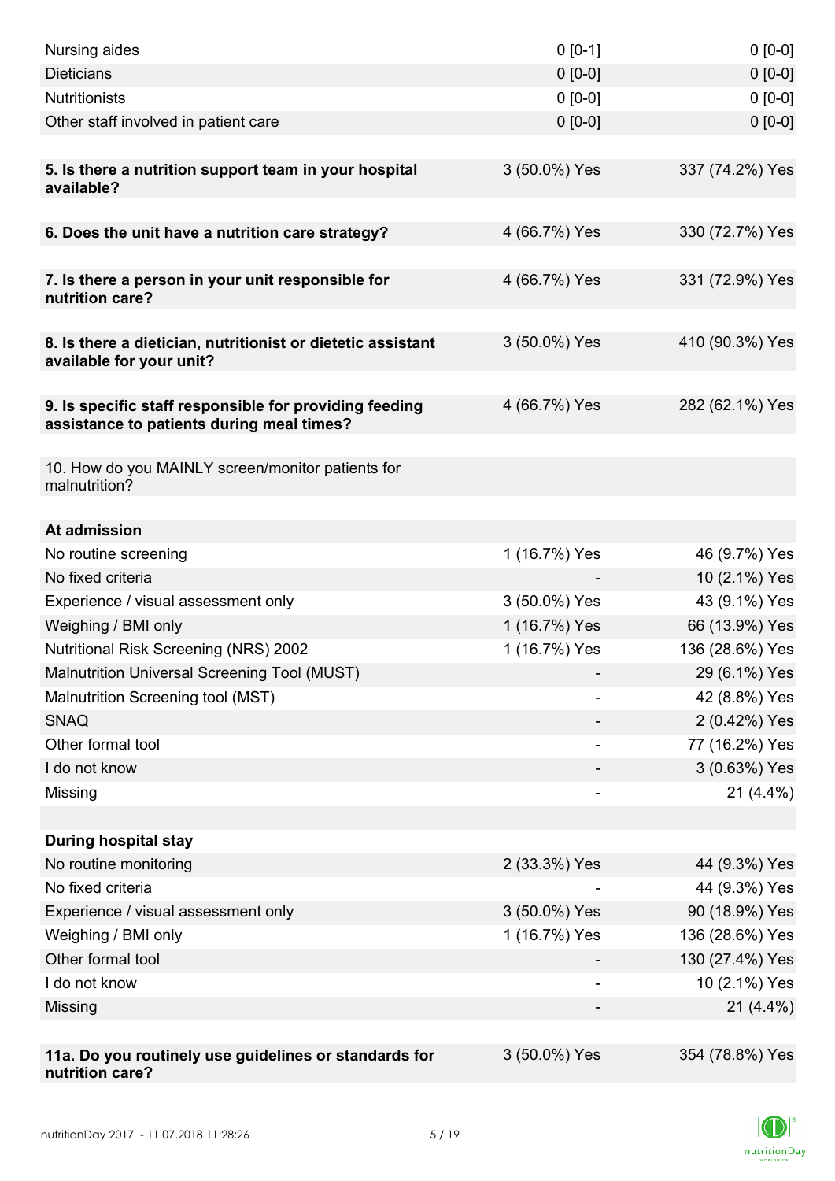| | | |
|---|---|---|
| Nursing aides | 0 [0-1] | 0 [0-0] |
| Dieticians | 0 [0-0] | 0 [0-0] |
| Nutritionists | 0 [0-0] | 0 [0-0] |
| Other staff involved in patient care | 0 [0-0] | 0 [0-0] |
| | | |
| **5. Is there a nutrition support team in your hospital available?** | 3 (50.0%) Yes | 337 (74.2%) Yes |
| | | |
| **6. Does the unit have a nutrition care strategy?** | 4 (66.7%) Yes | 330 (72.7%) Yes |
| | | |
| **7. Is there a person in your unit responsible for nutrition care?** | 4 (66.7%) Yes | 331 (72.9%) Yes |
| | | |
| **8. Is there a dietician, nutritionist or dietetic assistant available for your unit?** | 3 (50.0%) Yes | 410 (90.3%) Yes |
| | | |
| **9. Is specific staff responsible for providing feeding assistance to patients during meal times?** | 4 (66.7%) Yes | 282 (62.1%) Yes |
| | | |
| 10. How do you MAINLY screen/monitor patients for malnutrition? | | |
| | | |
| **At admission** | | |
| No routine screening | 1 (16.7%) Yes | 46 (9.7%) Yes |
| No fixed criteria | - | 10 (2.1%) Yes |
| Experience / visual assessment only | 3 (50.0%) Yes | 43 (9.1%) Yes |
| Weighing / BMI only | 1 (16.7%) Yes | 66 (13.9%) Yes |
| Nutritional Risk Screening (NRS) 2002 | 1 (16.7%) Yes | 136 (28.6%) Yes |
| Malnutrition Universal Screening Tool (MUST) | - | 29 (6.1%) Yes |
| Malnutrition Screening tool (MST) | - | 42 (8.8%) Yes |
| SNAQ | - | 2 (0.42%) Yes |
| Other formal tool | - | 77 (16.2%) Yes |
| I do not know | - | 3 (0.63%) Yes |
| Missing | - | 21 (4.4%) |
| | | |
| **During hospital stay** | | |
| No routine monitoring | 2 (33.3%) Yes | 44 (9.3%) Yes |
| No fixed criteria | - | 44 (9.3%) Yes |
| Experience / visual assessment only | 3 (50.0%) Yes | 90 (18.9%) Yes |
| Weighing / BMI only | 1 (16.7%) Yes | 136 (28.6%) Yes |
| Other formal tool | - | 130 (27.4%) Yes |
| I do not know | - | 10 (2.1%) Yes |
| Missing | - | 21 (4.4%) |
| | | |
| **11a. Do you routinely use guidelines or standards for nutrition care?** | 3 (50.0%) Yes | 354 (78.8%) Yes |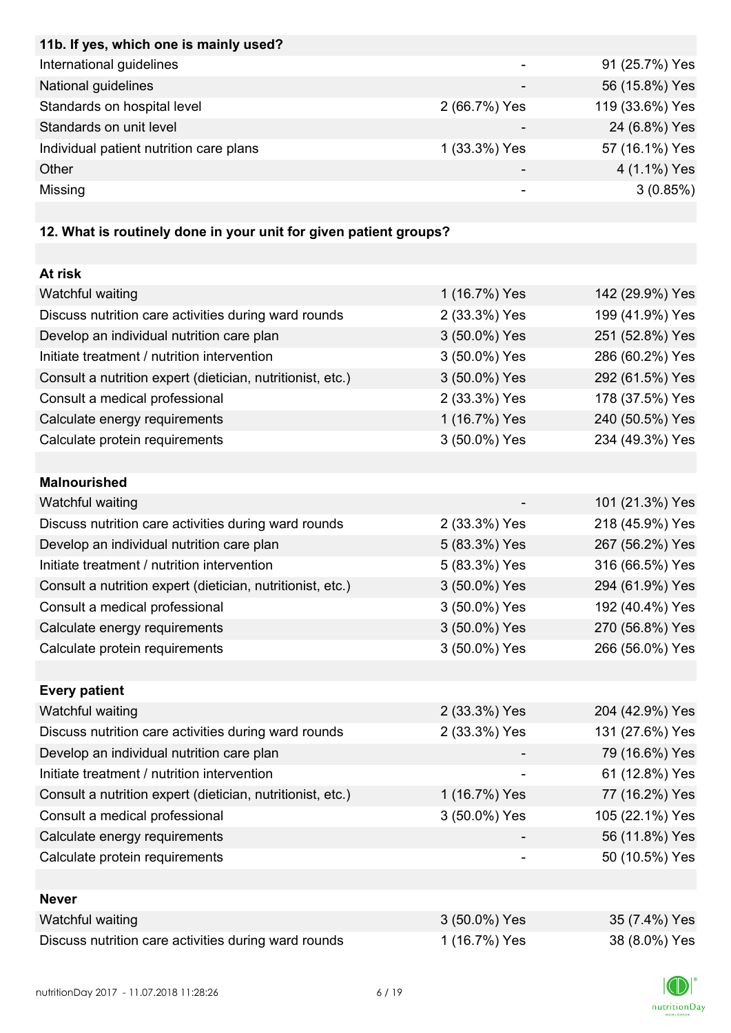| 11b. If yes, which one is mainly used? | | |
|---|---|---|
| International guidelines | - | 91 (25.7%) Yes |
| National guidelines | - | 56 (15.8%) Yes |
| Standards on hospital level | 2 (66.7%) Yes | 119 (33.6%) Yes |
| Standards on unit level | - | 24 (6.8%) Yes |
| Individual patient nutrition care plans | 1 (33.3%) Yes | 57 (16.1%) Yes |
| Other | - | 4 (1.1%) Yes |
| Missing | - | 3 (0.85%) |

**12. What is routinely done in your unit for given patient groups?**

| | | |
|---|---|---|
| **At risk** | | |
| Watchful waiting | 1 (16.7%) Yes | 142 (29.9%) Yes |
| Discuss nutrition care activities during ward rounds | 2 (33.3%) Yes | 199 (41.9%) Yes |
| Develop an individual nutrition care plan | 3 (50.0%) Yes | 251 (52.8%) Yes |
| Initiate treatment / nutrition intervention | 3 (50.0%) Yes | 286 (60.2%) Yes |
| Consult a nutrition expert (dietician, nutritionist, etc.) | 3 (50.0%) Yes | 292 (61.5%) Yes |
| Consult a medical professional | 2 (33.3%) Yes | 178 (37.5%) Yes |
| Calculate energy requirements | 1 (16.7%) Yes | 240 (50.5%) Yes |
| Calculate protein requirements | 3 (50.0%) Yes | 234 (49.3%) Yes |
| **Malnourished** | | |
| Watchful waiting | - | 101 (21.3%) Yes |
| Discuss nutrition care activities during ward rounds | 2 (33.3%) Yes | 218 (45.9%) Yes |
| Develop an individual nutrition care plan | 5 (83.3%) Yes | 267 (56.2%) Yes |
| Initiate treatment / nutrition intervention | 5 (83.3%) Yes | 316 (66.5%) Yes |
| Consult a nutrition expert (dietician, nutritionist, etc.) | 3 (50.0%) Yes | 294 (61.9%) Yes |
| Consult a medical professional | 3 (50.0%) Yes | 192 (40.4%) Yes |
| Calculate energy requirements | 3 (50.0%) Yes | 270 (56.8%) Yes |
| Calculate protein requirements | 3 (50.0%) Yes | 266 (56.0%) Yes |
| **Every patient** | | |
| Watchful waiting | 2 (33.3%) Yes | 204 (42.9%) Yes |
| Discuss nutrition care activities during ward rounds | 2 (33.3%) Yes | 131 (27.6%) Yes |
| Develop an individual nutrition care plan | - | 79 (16.6%) Yes |
| Initiate treatment / nutrition intervention | - | 61 (12.8%) Yes |
| Consult a nutrition expert (dietician, nutritionist, etc.) | 1 (16.7%) Yes | 77 (16.2%) Yes |
| Consult a medical professional | 3 (50.0%) Yes | 105 (22.1%) Yes |
| Calculate energy requirements | - | 56 (11.8%) Yes |
| Calculate protein requirements | - | 50 (10.5%) Yes |
| **Never** | | |
| Watchful waiting | 3 (50.0%) Yes | 35 (7.4%) Yes |
| Discuss nutrition care activities during ward rounds | 1 (16.7%) Yes | 38 (8.0%) Yes |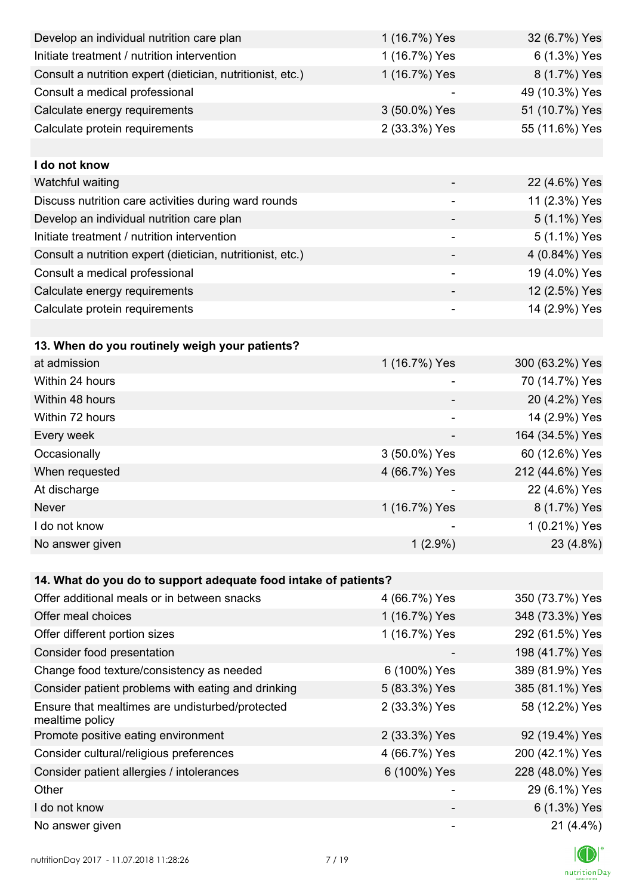| | | |
|---|---|---|
| Develop an individual nutrition care plan | 1 (16.7%) Yes | 32 (6.7%) Yes |
| Initiate treatment / nutrition intervention | 1 (16.7%) Yes | 6 (1.3%) Yes |
| Consult a nutrition expert (dietician, nutritionist, etc.) | 1 (16.7%) Yes | 8 (1.7%) Yes |
| Consult a medical professional | - | 49 (10.3%) Yes |
| Calculate energy requirements | 3 (50.0%) Yes | 51 (10.7%) Yes |
| Calculate protein requirements | 2 (33.3%) Yes | 55 (11.6%) Yes |
| | | |
| **I do not know** | | |
| Watchful waiting | - | 22 (4.6%) Yes |
| Discuss nutrition care activities during ward rounds | - | 11 (2.3%) Yes |
| Develop an individual nutrition care plan | - | 5 (1.1%) Yes |
| Initiate treatment / nutrition intervention | - | 5 (1.1%) Yes |
| Consult a nutrition expert (dietician, nutritionist, etc.) | - | 4 (0.84%) Yes |
| Consult a medical professional | - | 19 (4.0%) Yes |
| Calculate energy requirements | - | 12 (2.5%) Yes |
| Calculate protein requirements | - | 14 (2.9%) Yes |

| **13. When do you routinely weigh your patients?** | | |
|---|---|---|
| at admission | 1 (16.7%) Yes | 300 (63.2%) Yes |
| Within 24 hours | - | 70 (14.7%) Yes |
| Within 48 hours | - | 20 (4.2%) Yes |
| Within 72 hours | - | 14 (2.9%) Yes |
| Every week | - | 164 (34.5%) Yes |
| Occasionally | 3 (50.0%) Yes | 60 (12.6%) Yes |
| When requested | 4 (66.7%) Yes | 212 (44.6%) Yes |
| At discharge | - | 22 (4.6%) Yes |
| Never | 1 (16.7%) Yes | 8 (1.7%) Yes |
| I do not know | - | 1 (0.21%) Yes |
| No answer given | 1 (2.9%) | 23 (4.8%) |

| **14. What do you do to support adequate food intake of patients?** | | |
|---|---|---|
| Offer additional meals or in between snacks | 4 (66.7%) Yes | 350 (73.7%) Yes |
| Offer meal choices | 1 (16.7%) Yes | 348 (73.3%) Yes |
| Offer different portion sizes | 1 (16.7%) Yes | 292 (61.5%) Yes |
| Consider food presentation | - | 198 (41.7%) Yes |
| Change food texture/consistency as needed | 6 (100%) Yes | 389 (81.9%) Yes |
| Consider patient problems with eating and drinking | 5 (83.3%) Yes | 385 (81.1%) Yes |
| Ensure that mealtimes are undisturbed/protected mealtime policy | 2 (33.3%) Yes | 58 (12.2%) Yes |
| Promote positive eating environment | 2 (33.3%) Yes | 92 (19.4%) Yes |
| Consider cultural/religious preferences | 4 (66.7%) Yes | 200 (42.1%) Yes |
| Consider patient allergies / intolerances | 6 (100%) Yes | 228 (48.0%) Yes |
| Other | - | 29 (6.1%) Yes |
| I do not know | - | 6 (1.3%) Yes |
| No answer given | - | 21 (4.4%) |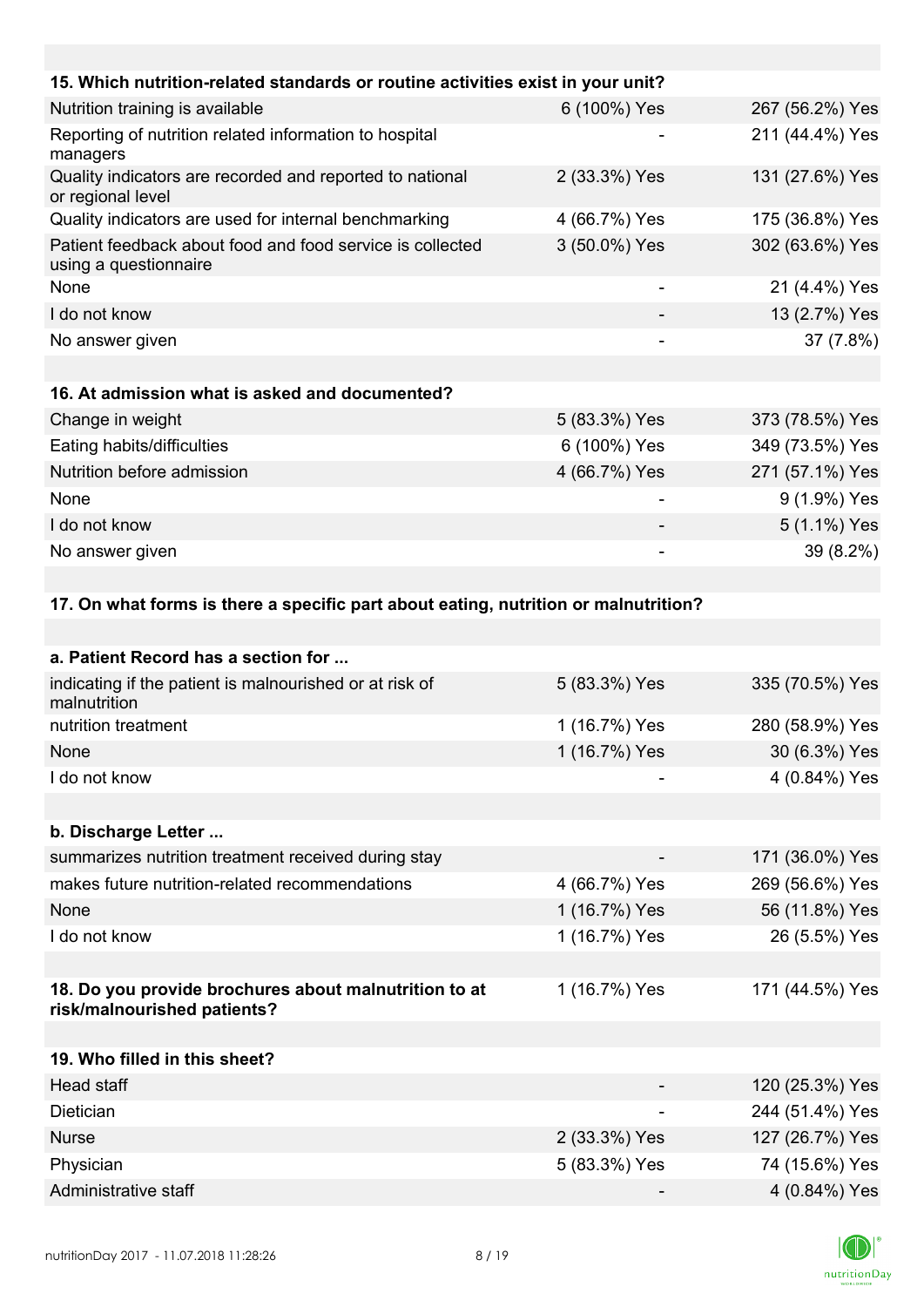| | | |
|---|---|---|
| **15. Which nutrition-related standards or routine activities exist in your unit?** | | |
| Nutrition training is available | 6 (100%) Yes | 267 (56.2%) Yes |
| Reporting of nutrition related information to hospital managers | - | 211 (44.4%) Yes |
| Quality indicators are recorded and reported to national or regional level | 2 (33.3%) Yes | 131 (27.6%) Yes |
| Quality indicators are used for internal benchmarking | 4 (66.7%) Yes | 175 (36.8%) Yes |
| Patient feedback about food and food service is collected using a questionnaire | 3 (50.0%) Yes | 302 (63.6%) Yes |
| None | - | 21 (4.4%) Yes |
| I do not know | - | 13 (2.7%) Yes |
| No answer given | - | 37 (7.8%) |
| | | |
| **16. At admission what is asked and documented?** | | |
| Change in weight | 5 (83.3%) Yes | 373 (78.5%) Yes |
| Eating habits/difficulties | 6 (100%) Yes | 349 (73.5%) Yes |
| Nutrition before admission | 4 (66.7%) Yes | 271 (57.1%) Yes |
| None | - | 9 (1.9%) Yes |
| I do not know | - | 5 (1.1%) Yes |
| No answer given | - | 39 (8.2%) |
| | | |
| **17. On what forms is there a specific part about eating, nutrition or malnutrition?** | | |
| | | |
| **a. Patient Record has a section for ...** | | |
| indicating if the patient is malnourished or at risk of malnutrition | 5 (83.3%) Yes | 335 (70.5%) Yes |
| nutrition treatment | 1 (16.7%) Yes | 280 (58.9%) Yes |
| None | 1 (16.7%) Yes | 30 (6.3%) Yes |
| I do not know | - | 4 (0.84%) Yes |
| | | |
| **b. Discharge Letter ...** | | |
| summarizes nutrition treatment received during stay | - | 171 (36.0%) Yes |
| makes future nutrition-related recommendations | 4 (66.7%) Yes | 269 (56.6%) Yes |
| None | 1 (16.7%) Yes | 56 (11.8%) Yes |
| I do not know | 1 (16.7%) Yes | 26 (5.5%) Yes |
| | | |
| **18. Do you provide brochures about malnutrition to at risk/malnourished patients?** | 1 (16.7%) Yes | 171 (44.5%) Yes |
| | | |
| **19. Who filled in this sheet?** | | |
| Head staff | - | 120 (25.3%) Yes |
| Dietician | - | 244 (51.4%) Yes |
| Nurse | 2 (33.3%) Yes | 127 (26.7%) Yes |
| Physician | 5 (83.3%) Yes | 74 (15.6%) Yes |
| Administrative staff | - | 4 (0.84%) Yes |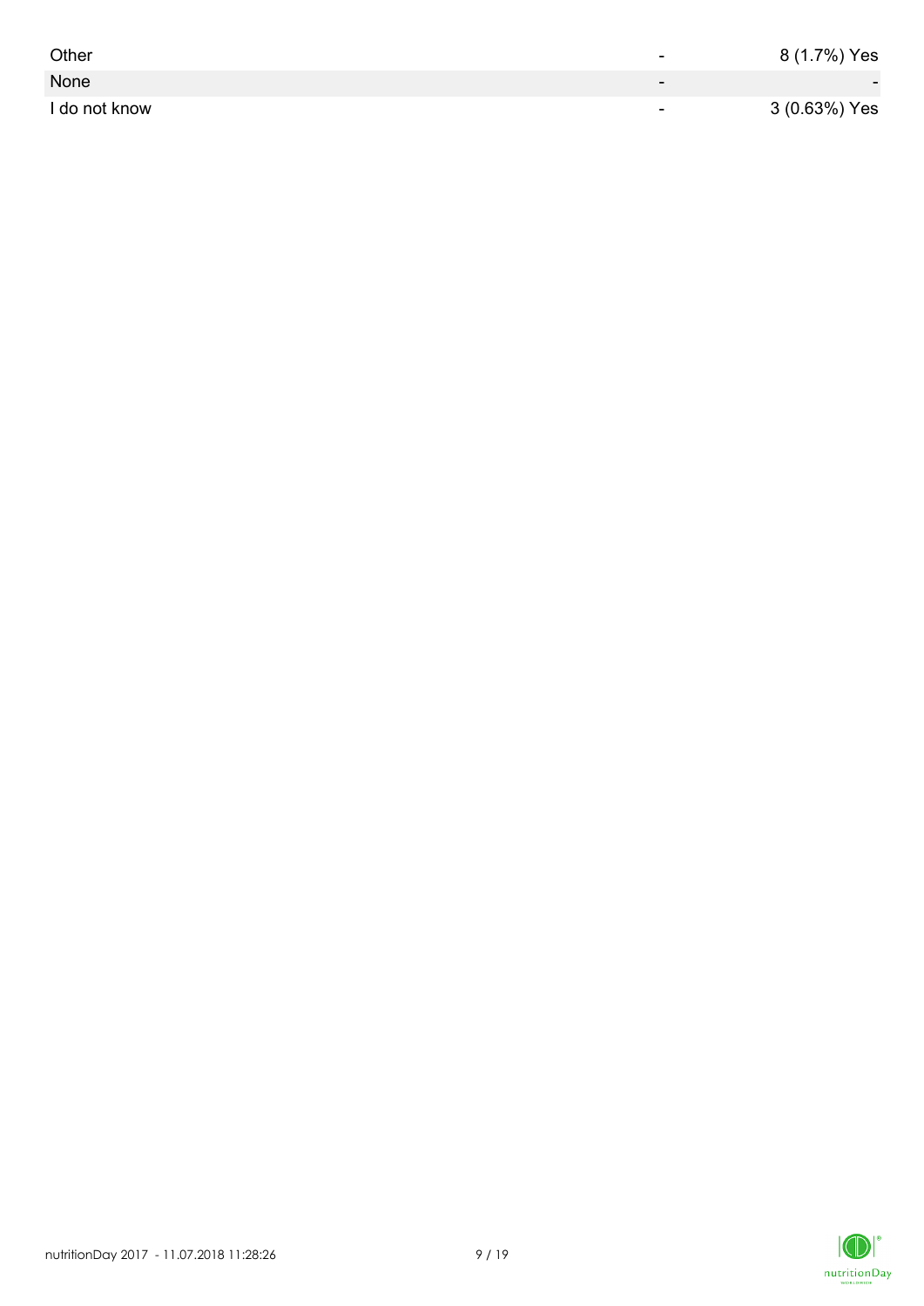| | | |
|---|---|---|
| Other | - | 8 (1.7%) Yes |
| None | - | - |
| I do not know | - | 3 (0.63%) Yes |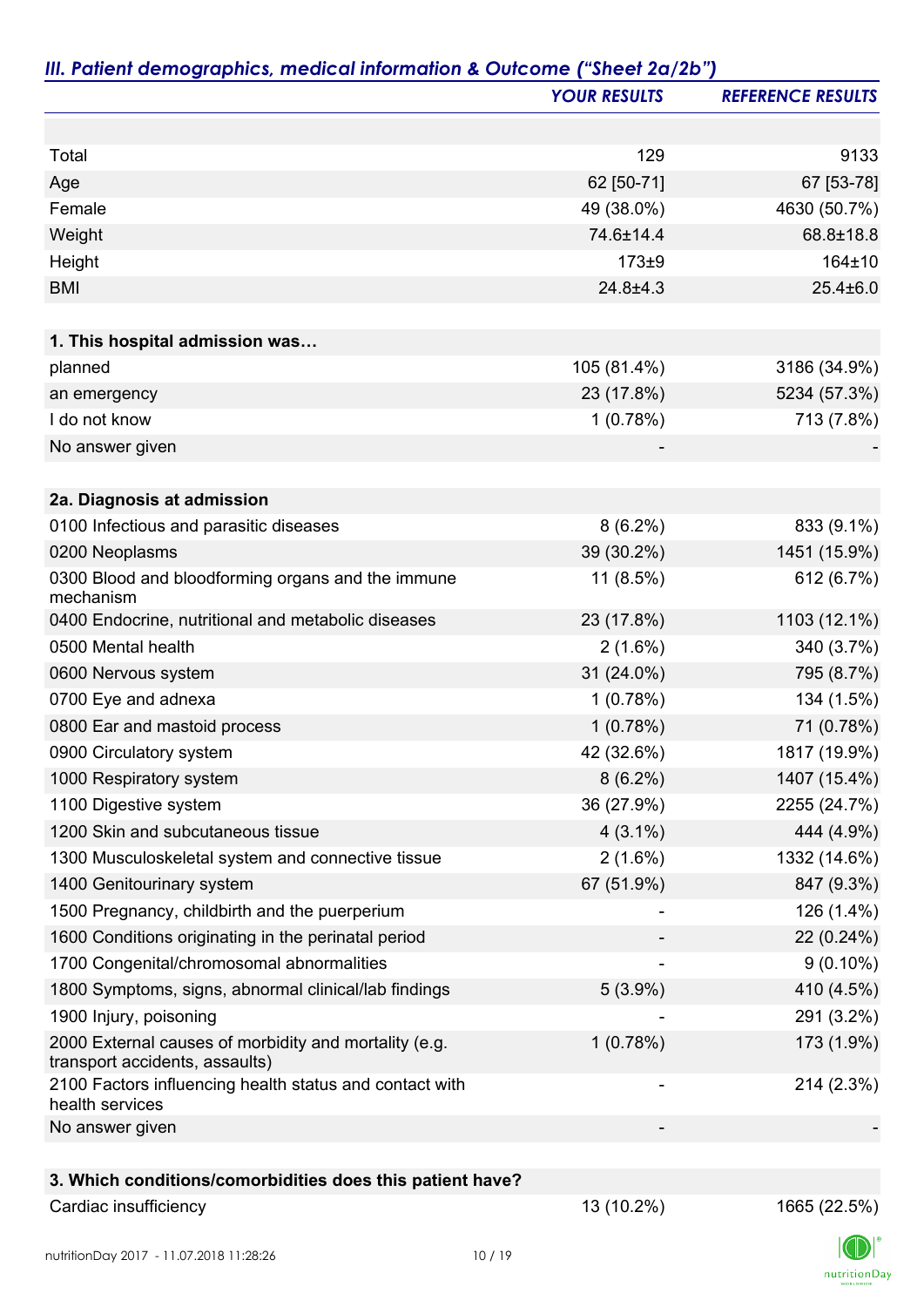## *III. Patient demographics, medical information & Outcome ("Sheet 2a/2b")*

| | *YOUR RESULTS* | *REFERENCE RESULTS* |
|---|---|---|
| | | |
| Total | 129 | 9133 |
| Age | 62 [50-71] | 67 [53-78] |
| Female | 49 (38.0%) | 4630 (50.7%) |
| Weight | 74.6±14.4 | 68.8±18.8 |
| Height | 173±9 | 164±10 |
| BMI | 24.8±4.3 | 25.4±6.0 |
| | | |
| **1. This hospital admission was…** | | |
| planned | 105 (81.4%) | 3186 (34.9%) |
| an emergency | 23 (17.8%) | 5234 (57.3%) |
| I do not know | 1 (0.78%) | 713 (7.8%) |
| No answer given | - | - |
| | | |
| **2a. Diagnosis at admission** | | |
| 0100 Infectious and parasitic diseases | 8 (6.2%) | 833 (9.1%) |
| 0200 Neoplasms | 39 (30.2%) | 1451 (15.9%) |
| 0300 Blood and bloodforming organs and the immune mechanism | 11 (8.5%) | 612 (6.7%) |
| 0400 Endocrine, nutritional and metabolic diseases | 23 (17.8%) | 1103 (12.1%) |
| 0500 Mental health | 2 (1.6%) | 340 (3.7%) |
| 0600 Nervous system | 31 (24.0%) | 795 (8.7%) |
| 0700 Eye and adnexa | 1 (0.78%) | 134 (1.5%) |
| 0800 Ear and mastoid process | 1 (0.78%) | 71 (0.78%) |
| 0900 Circulatory system | 42 (32.6%) | 1817 (19.9%) |
| 1000 Respiratory system | 8 (6.2%) | 1407 (15.4%) |
| 1100 Digestive system | 36 (27.9%) | 2255 (24.7%) |
| 1200 Skin and subcutaneous tissue | 4 (3.1%) | 444 (4.9%) |
| 1300 Musculoskeletal system and connective tissue | 2 (1.6%) | 1332 (14.6%) |
| 1400 Genitourinary system | 67 (51.9%) | 847 (9.3%) |
| 1500 Pregnancy, childbirth and the puerperium | - | 126 (1.4%) |
| 1600 Conditions originating in the perinatal period | - | 22 (0.24%) |
| 1700 Congenital/chromosomal abnormalities | - | 9 (0.10%) |
| 1800 Symptoms, signs, abnormal clinical/lab findings | 5 (3.9%) | 410 (4.5%) |
| 1900 Injury, poisoning | - | 291 (3.2%) |
| 2000 External causes of morbidity and mortality (e.g. transport accidents, assaults) | 1 (0.78%) | 173 (1.9%) |
| 2100 Factors influencing health status and contact with health services | - | 214 (2.3%) |
| No answer given | - | - |
| | | |
| **3. Which conditions/comorbidities does this patient have?** | | |
| Cardiac insufficiency | 13 (10.2%) | 1665 (22.5%) |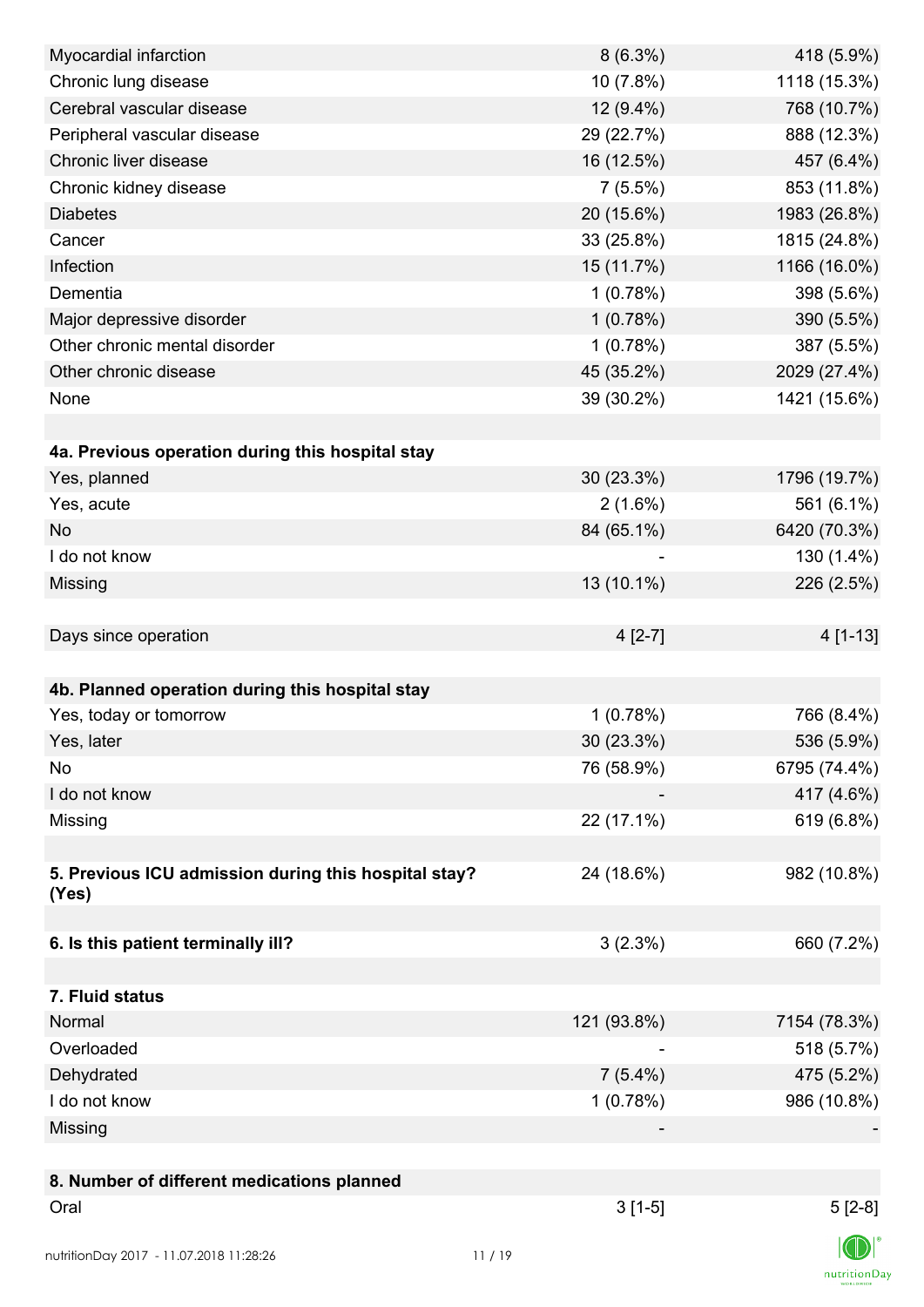| | | |
|---|---|---|
| Myocardial infarction | 8 (6.3%) | 418 (5.9%) |
| Chronic lung disease | 10 (7.8%) | 1118 (15.3%) |
| Cerebral vascular disease | 12 (9.4%) | 768 (10.7%) |
| Peripheral vascular disease | 29 (22.7%) | 888 (12.3%) |
| Chronic liver disease | 16 (12.5%) | 457 (6.4%) |
| Chronic kidney disease | 7 (5.5%) | 853 (11.8%) |
| Diabetes | 20 (15.6%) | 1983 (26.8%) |
| Cancer | 33 (25.8%) | 1815 (24.8%) |
| Infection | 15 (11.7%) | 1166 (16.0%) |
| Dementia | 1 (0.78%) | 398 (5.6%) |
| Major depressive disorder | 1 (0.78%) | 390 (5.5%) |
| Other chronic mental disorder | 1 (0.78%) | 387 (5.5%) |
| Other chronic disease | 45 (35.2%) | 2029 (27.4%) |
| None | 39 (30.2%) | 1421 (15.6%) |
| | | |
| **4a. Previous operation during this hospital stay** | | |
| Yes, planned | 30 (23.3%) | 1796 (19.7%) |
| Yes, acute | 2 (1.6%) | 561 (6.1%) |
| No | 84 (65.1%) | 6420 (70.3%) |
| I do not know | - | 130 (1.4%) |
| Missing | 13 (10.1%) | 226 (2.5%) |
| | | |
| Days since operation | 4 [2-7] | 4 [1-13] |
| | | |
| **4b. Planned operation during this hospital stay** | | |
| Yes, today or tomorrow | 1 (0.78%) | 766 (8.4%) |
| Yes, later | 30 (23.3%) | 536 (5.9%) |
| No | 76 (58.9%) | 6795 (74.4%) |
| I do not know | - | 417 (4.6%) |
| Missing | 22 (17.1%) | 619 (6.8%) |
| | | |
| **5. Previous ICU admission during this hospital stay? (Yes)** | 24 (18.6%) | 982 (10.8%) |
| | | |
| **6. Is this patient terminally ill?** | 3 (2.3%) | 660 (7.2%) |
| | | |
| **7. Fluid status** | | |
| Normal | 121 (93.8%) | 7154 (78.3%) |
| Overloaded | - | 518 (5.7%) |
| Dehydrated | 7 (5.4%) | 475 (5.2%) |
| I do not know | 1 (0.78%) | 986 (10.8%) |
| Missing | - | - |
| | | |
| **8. Number of different medications planned** | | |
| Oral | 3 [1-5] | 5 [2-8] |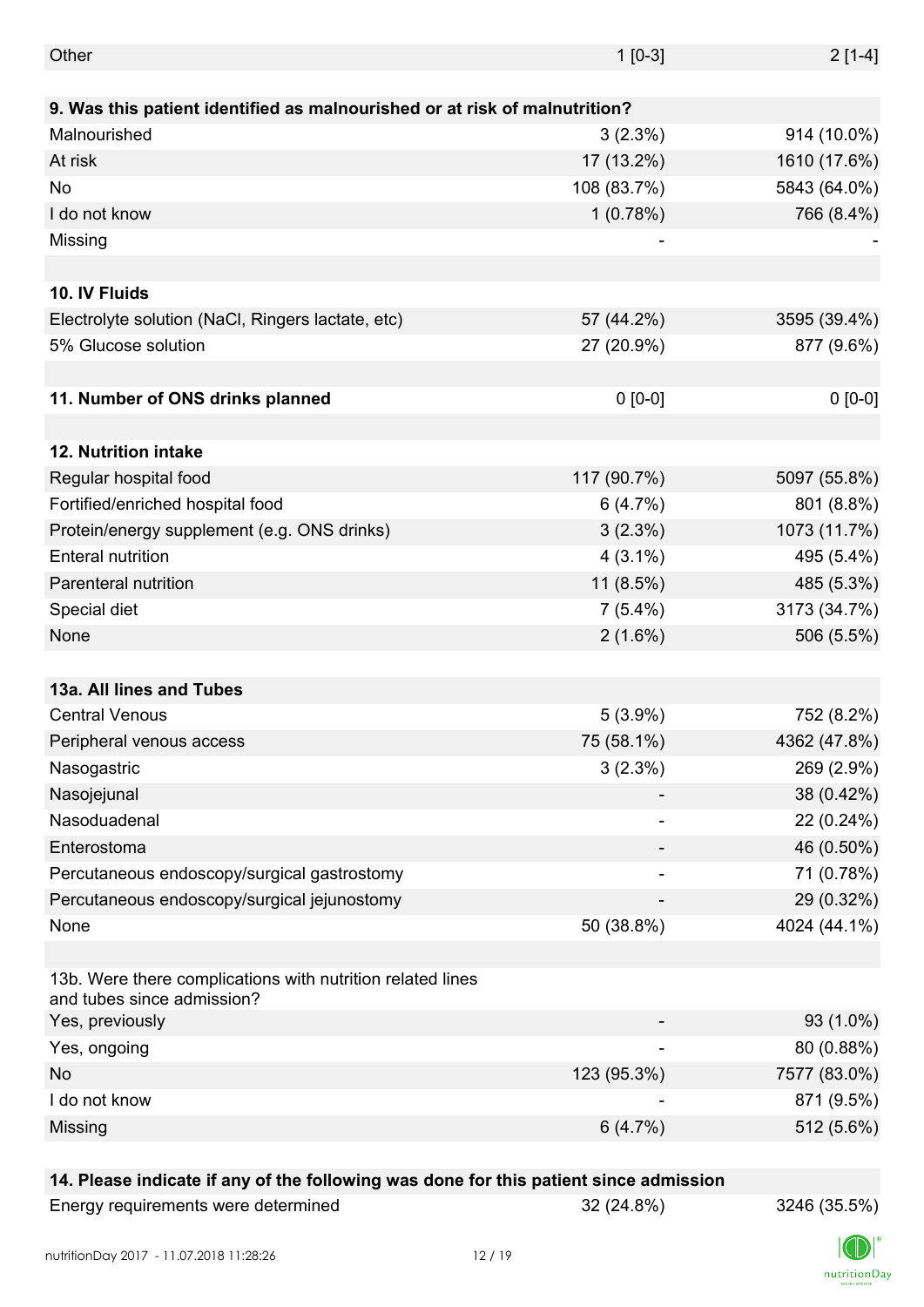| | | |
|---|---|---|
| Other | 1 [0-3] | 2 [1-4] |

| **9. Was this patient identified as malnourished or at risk of malnutrition?** | | |
|---|---|---|
| Malnourished | 3 (2.3%) | 914 (10.0%) |
| At risk | 17 (13.2%) | 1610 (17.6%) |
| No | 108 (83.7%) | 5843 (64.0%) |
| I do not know | 1 (0.78%) | 766 (8.4%) |
| Missing | - | - |

| **10. IV Fluids** | | |
|---|---|---|
| Electrolyte solution (NaCl, Ringers lactate, etc) | 57 (44.2%) | 3595 (39.4%) |
| 5% Glucose solution | 27 (20.9%) | 877 (9.6%) |

| **11. Number of ONS drinks planned** | 0 [0-0] | 0 [0-0] |
|---|---|---|

| **12. Nutrition intake** | | |
|---|---|---|
| Regular hospital food | 117 (90.7%) | 5097 (55.8%) |
| Fortified/enriched hospital food | 6 (4.7%) | 801 (8.8%) |
| Protein/energy supplement (e.g. ONS drinks) | 3 (2.3%) | 1073 (11.7%) |
| Enteral nutrition | 4 (3.1%) | 495 (5.4%) |
| Parenteral nutrition | 11 (8.5%) | 485 (5.3%) |
| Special diet | 7 (5.4%) | 3173 (34.7%) |
| None | 2 (1.6%) | 506 (5.5%) |

| **13a. All lines and Tubes** | | |
|---|---|---|
| Central Venous | 5 (3.9%) | 752 (8.2%) |
| Peripheral venous access | 75 (58.1%) | 4362 (47.8%) |
| Nasogastric | 3 (2.3%) | 269 (2.9%) |
| Nasojejunal | - | 38 (0.42%) |
| Nasoduadenal | - | 22 (0.24%) |
| Enterostoma | - | 46 (0.50%) |
| Percutaneous endoscopy/surgical gastrostomy | - | 71 (0.78%) |
| Percutaneous endoscopy/surgical jejunostomy | - | 29 (0.32%) |
| None | 50 (38.8%) | 4024 (44.1%) |

| 13b. Were there complications with nutrition related lines and tubes since admission? | | |
|---|---|---|
| Yes, previously | - | 93 (1.0%) |
| Yes, ongoing | - | 80 (0.88%) |
| No | 123 (95.3%) | 7577 (83.0%) |
| I do not know | - | 871 (9.5%) |
| Missing | 6 (4.7%) | 512 (5.6%) |

| **14. Please indicate if any of the following was done for this patient since admission** | | |
|---|---|---|
| Energy requirements were determined | 32 (24.8%) | 3246 (35.5%) |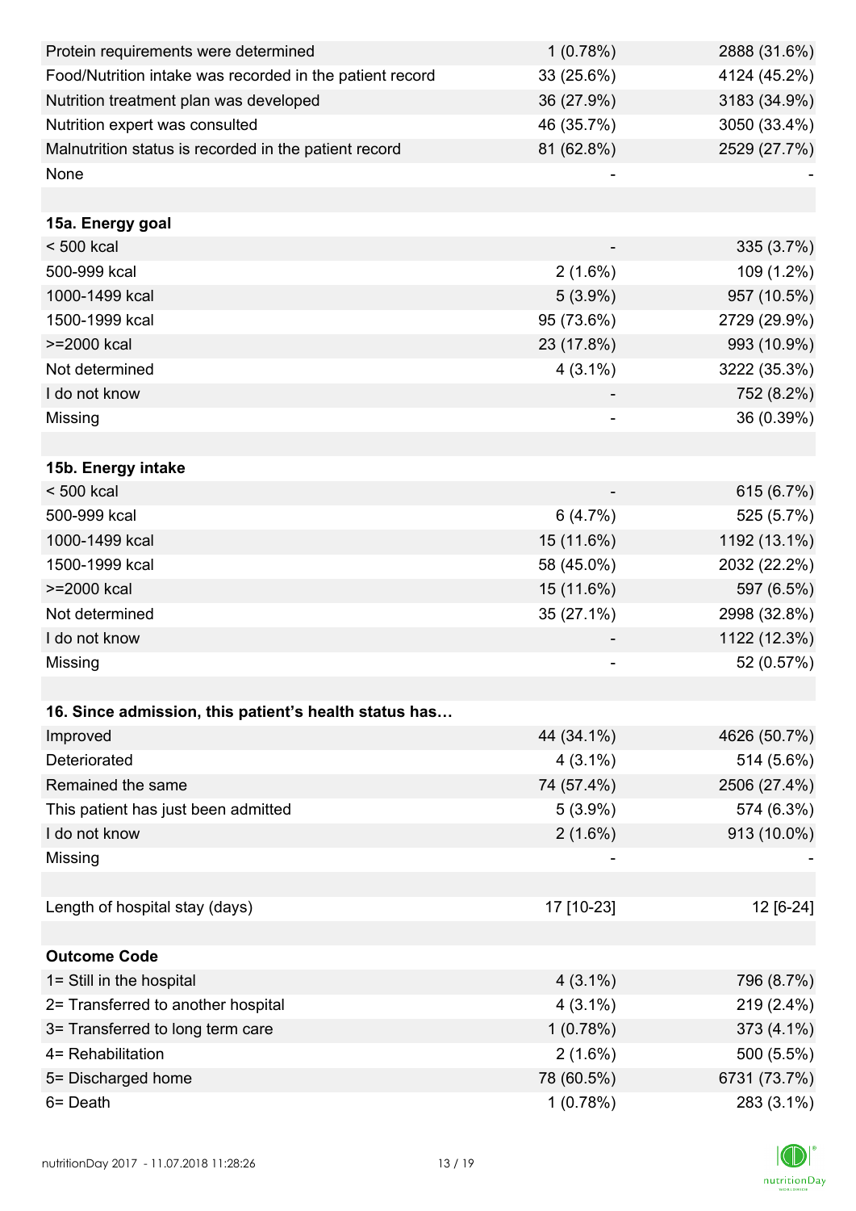| | | |
|---|---|---|
| Protein requirements were determined | 1 (0.78%) | 2888 (31.6%) |
| Food/Nutrition intake was recorded in the patient record | 33 (25.6%) | 4124 (45.2%) |
| Nutrition treatment plan was developed | 36 (27.9%) | 3183 (34.9%) |
| Nutrition expert was consulted | 46 (35.7%) | 3050 (33.4%) |
| Malnutrition status is recorded in the patient record | 81 (62.8%) | 2529 (27.7%) |
| None | - | - |
| | | |
| **15a. Energy goal** | | |
| < 500 kcal | - | 335 (3.7%) |
| 500-999 kcal | 2 (1.6%) | 109 (1.2%) |
| 1000-1499 kcal | 5 (3.9%) | 957 (10.5%) |
| 1500-1999 kcal | 95 (73.6%) | 2729 (29.9%) |
| >=2000 kcal | 23 (17.8%) | 993 (10.9%) |
| Not determined | 4 (3.1%) | 3222 (35.3%) |
| I do not know | - | 752 (8.2%) |
| Missing | - | 36 (0.39%) |
| | | |
| **15b. Energy intake** | | |
| < 500 kcal | - | 615 (6.7%) |
| 500-999 kcal | 6 (4.7%) | 525 (5.7%) |
| 1000-1499 kcal | 15 (11.6%) | 1192 (13.1%) |
| 1500-1999 kcal | 58 (45.0%) | 2032 (22.2%) |
| >=2000 kcal | 15 (11.6%) | 597 (6.5%) |
| Not determined | 35 (27.1%) | 2998 (32.8%) |
| I do not know | - | 1122 (12.3%) |
| Missing | - | 52 (0.57%) |
| | | |
| **16. Since admission, this patient's health status has…** | | |
| Improved | 44 (34.1%) | 4626 (50.7%) |
| Deteriorated | 4 (3.1%) | 514 (5.6%) |
| Remained the same | 74 (57.4%) | 2506 (27.4%) |
| This patient has just been admitted | 5 (3.9%) | 574 (6.3%) |
| I do not know | 2 (1.6%) | 913 (10.0%) |
| Missing | - | - |
| | | |
| Length of hospital stay (days) | 17 [10-23] | 12 [6-24] |
| | | |
| **Outcome Code** | | |
| 1= Still in the hospital | 4 (3.1%) | 796 (8.7%) |
| 2= Transferred to another hospital | 4 (3.1%) | 219 (2.4%) |
| 3= Transferred to long term care | 1 (0.78%) | 373 (4.1%) |
| 4= Rehabilitation | 2 (1.6%) | 500 (5.5%) |
| 5= Discharged home | 78 (60.5%) | 6731 (73.7%) |
| 6= Death | 1 (0.78%) | 283 (3.1%) |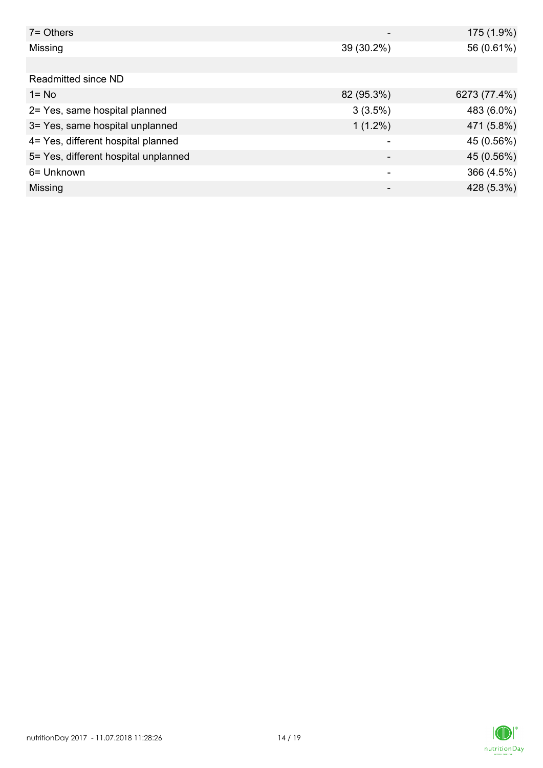| | | |
|---|---|---|
| 7= Others | - | 175 (1.9%) |
| Missing | 39 (30.2%) | 56 (0.61%) |
| | | |
| Readmitted since ND | | |
| 1= No | 82 (95.3%) | 6273 (77.4%) |
| 2= Yes, same hospital planned | 3 (3.5%) | 483 (6.0%) |
| 3= Yes, same hospital unplanned | 1 (1.2%) | 471 (5.8%) |
| 4= Yes, different hospital planned | - | 45 (0.56%) |
| 5= Yes, different hospital unplanned | - | 45 (0.56%) |
| 6= Unknown | - | 366 (4.5%) |
| Missing | - | 428 (5.3%) |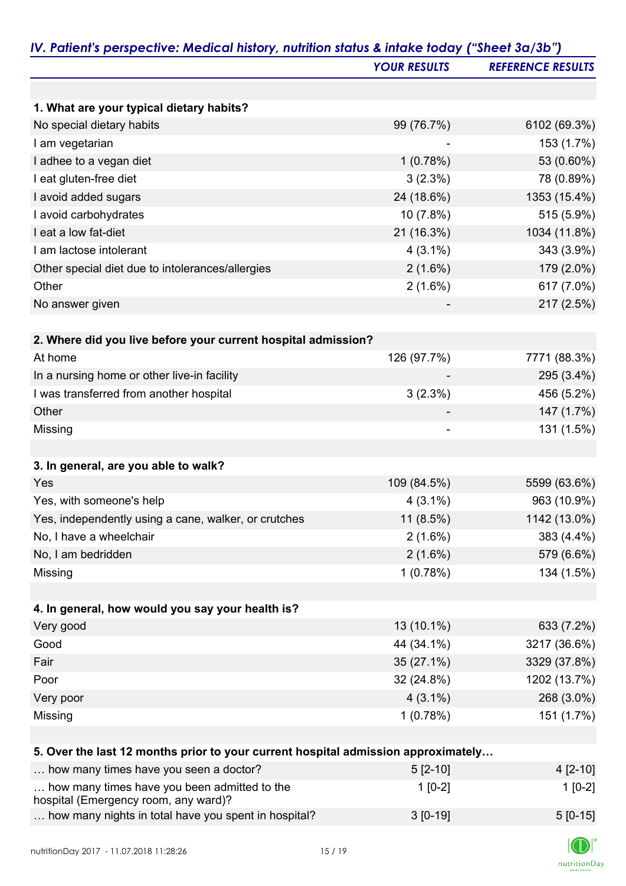## IV. Patient's perspective: Medical history, nutrition status & intake today ("Sheet 3a/3b")

| | YOUR RESULTS | REFERENCE RESULTS |
|---|---|---|
| **1. What are your typical dietary habits?** | | |
| No special dietary habits | 99 (76.7%) | 6102 (69.3%) |
| I am vegetarian | - | 153 (1.7%) |
| I adhee to a vegan diet | 1 (0.78%) | 53 (0.60%) |
| I eat gluten-free diet | 3 (2.3%) | 78 (0.89%) |
| I avoid added sugars | 24 (18.6%) | 1353 (15.4%) |
| I avoid carbohydrates | 10 (7.8%) | 515 (5.9%) |
| I eat a low fat-diet | 21 (16.3%) | 1034 (11.8%) |
| I am lactose intolerant | 4 (3.1%) | 343 (3.9%) |
| Other special diet due to intolerances/allergies | 2 (1.6%) | 179 (2.0%) |
| Other | 2 (1.6%) | 617 (7.0%) |
| No answer given | - | 217 (2.5%) |
| **2. Where did you live before your current hospital admission?** | | |
| At home | 126 (97.7%) | 7771 (88.3%) |
| In a nursing home or other live-in facility | - | 295 (3.4%) |
| I was transferred from another hospital | 3 (2.3%) | 456 (5.2%) |
| Other | - | 147 (1.7%) |
| Missing | - | 131 (1.5%) |
| **3. In general, are you able to walk?** | | |
| Yes | 109 (84.5%) | 5599 (63.6%) |
| Yes, with someone's help | 4 (3.1%) | 963 (10.9%) |
| Yes, independently using a cane, walker, or crutches | 11 (8.5%) | 1142 (13.0%) |
| No, I have a wheelchair | 2 (1.6%) | 383 (4.4%) |
| No, I am bedridden | 2 (1.6%) | 579 (6.6%) |
| Missing | 1 (0.78%) | 134 (1.5%) |
| **4. In general, how would you say your health is?** | | |
| Very good | 13 (10.1%) | 633 (7.2%) |
| Good | 44 (34.1%) | 3217 (36.6%) |
| Fair | 35 (27.1%) | 3329 (37.8%) |
| Poor | 32 (24.8%) | 1202 (13.7%) |
| Very poor | 4 (3.1%) | 268 (3.0%) |
| Missing | 1 (0.78%) | 151 (1.7%) |
| **5. Over the last 12 months prior to your current hospital admission approximately…** | | |
| … how many times have you seen a doctor? | 5 [2-10] | 4 [2-10] |
| … how many times have you been admitted to the hospital (Emergency room, any ward)? | 1 [0-2] | 1 [0-2] |
| … how many nights in total have you spent in hospital? | 3 [0-19] | 5 [0-15] |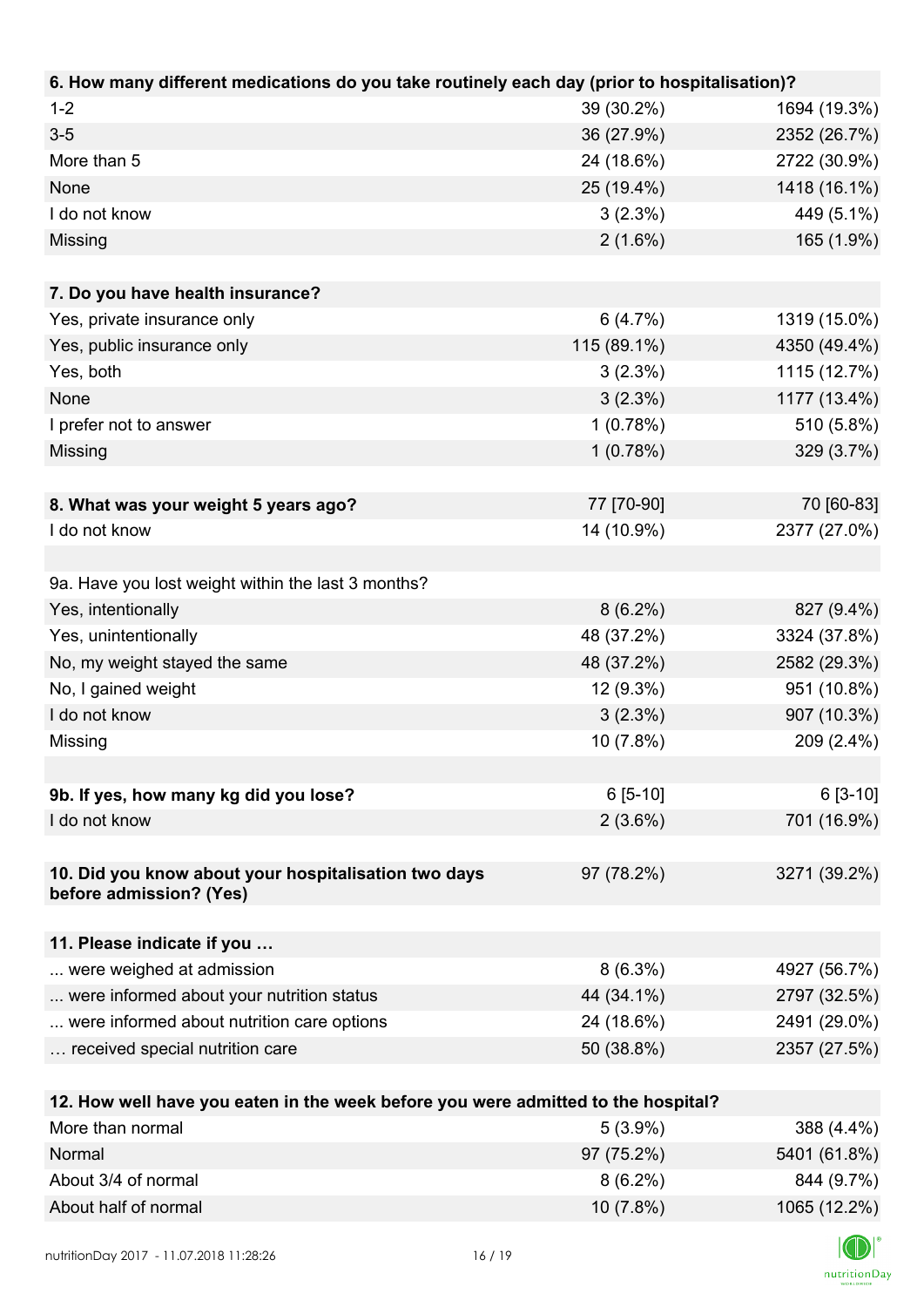| | | |
|---|---|---|
| **6. How many different medications do you take routinely each day (prior to hospitalisation)?** | | |
| 1-2 | 39 (30.2%) | 1694 (19.3%) |
| 3-5 | 36 (27.9%) | 2352 (26.7%) |
| More than 5 | 24 (18.6%) | 2722 (30.9%) |
| None | 25 (19.4%) | 1418 (16.1%) |
| I do not know | 3 (2.3%) | 449 (5.1%) |
| Missing | 2 (1.6%) | 165 (1.9%) |
| | | |
| **7. Do you have health insurance?** | | |
| Yes, private insurance only | 6 (4.7%) | 1319 (15.0%) |
| Yes, public insurance only | 115 (89.1%) | 4350 (49.4%) |
| Yes, both | 3 (2.3%) | 1115 (12.7%) |
| None | 3 (2.3%) | 1177 (13.4%) |
| I prefer not to answer | 1 (0.78%) | 510 (5.8%) |
| Missing | 1 (0.78%) | 329 (3.7%) |
| | | |
| **8. What was your weight 5 years ago?** | 77 [70-90] | 70 [60-83] |
| I do not know | 14 (10.9%) | 2377 (27.0%) |
| | | |
| 9a. Have you lost weight within the last 3 months? | | |
| Yes, intentionally | 8 (6.2%) | 827 (9.4%) |
| Yes, unintentionally | 48 (37.2%) | 3324 (37.8%) |
| No, my weight stayed the same | 48 (37.2%) | 2582 (29.3%) |
| No, I gained weight | 12 (9.3%) | 951 (10.8%) |
| I do not know | 3 (2.3%) | 907 (10.3%) |
| Missing | 10 (7.8%) | 209 (2.4%) |
| | | |
| **9b. If yes, how many kg did you lose?** | 6 [5-10] | 6 [3-10] |
| I do not know | 2 (3.6%) | 701 (16.9%) |
| | | |
| **10. Did you know about your hospitalisation two days before admission? (Yes)** | 97 (78.2%) | 3271 (39.2%) |
| | | |
| **11. Please indicate if you …** | | |
| ... were weighed at admission | 8 (6.3%) | 4927 (56.7%) |
| ... were informed about your nutrition status | 44 (34.1%) | 2797 (32.5%) |
| ... were informed about nutrition care options | 24 (18.6%) | 2491 (29.0%) |
| … received special nutrition care | 50 (38.8%) | 2357 (27.5%) |
| | | |
| **12. How well have you eaten in the week before you were admitted to the hospital?** | | |
| More than normal | 5 (3.9%) | 388 (4.4%) |
| Normal | 97 (75.2%) | 5401 (61.8%) |
| About 3/4 of normal | 8 (6.2%) | 844 (9.7%) |
| About half of normal | 10 (7.8%) | 1065 (12.2%) |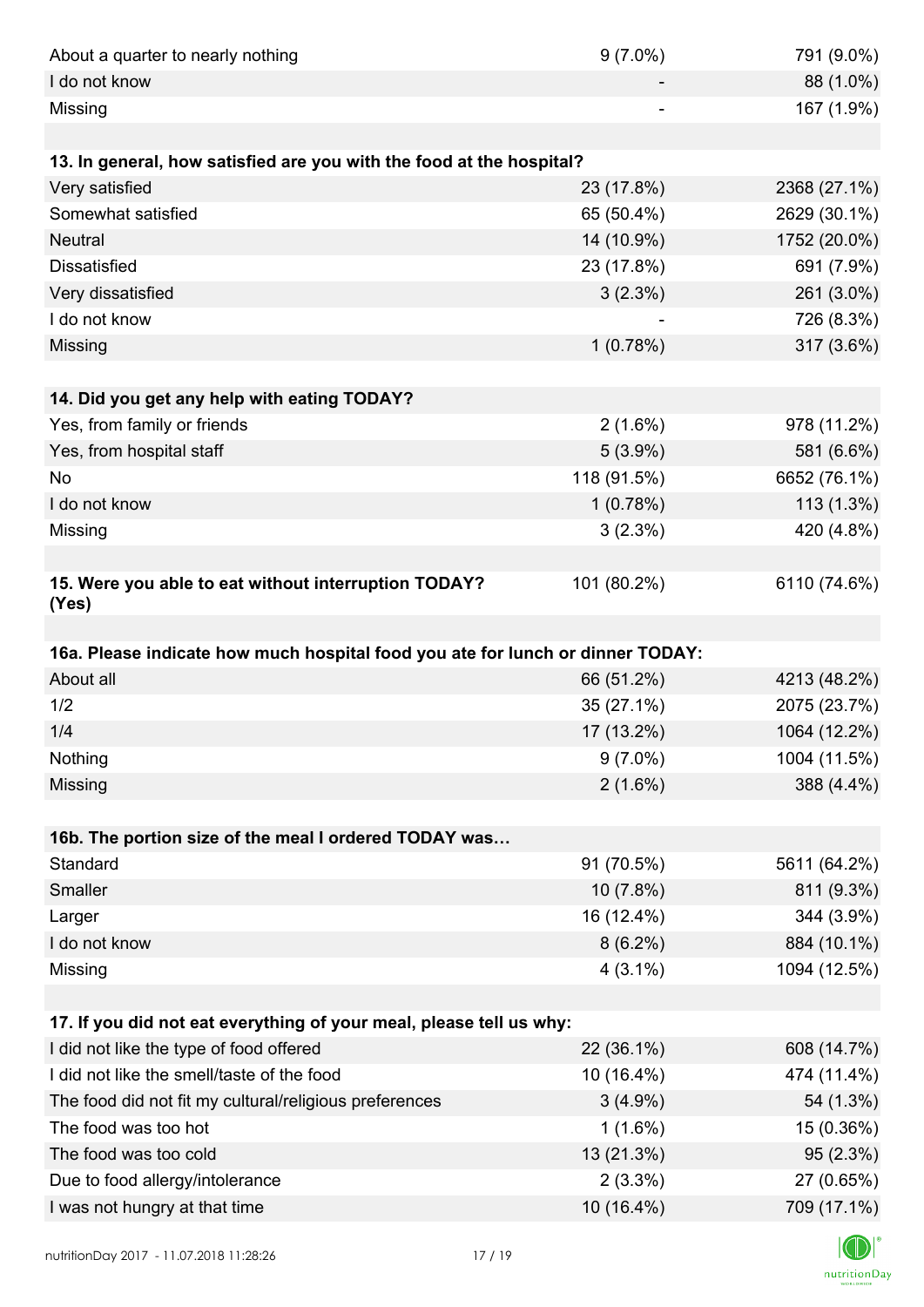| | | |
|---|---|---|
| About a quarter to nearly nothing | 9 (7.0%) | 791 (9.0%) |
| I do not know | - | 88 (1.0%) |
| Missing | - | 167 (1.9%) |
| | | |
| **13. In general, how satisfied are you with the food at the hospital?** | | |
| Very satisfied | 23 (17.8%) | 2368 (27.1%) |
| Somewhat satisfied | 65 (50.4%) | 2629 (30.1%) |
| Neutral | 14 (10.9%) | 1752 (20.0%) |
| Dissatisfied | 23 (17.8%) | 691 (7.9%) |
| Very dissatisfied | 3 (2.3%) | 261 (3.0%) |
| I do not know | - | 726 (8.3%) |
| Missing | 1 (0.78%) | 317 (3.6%) |
| | | |
| **14. Did you get any help with eating TODAY?** | | |
| Yes, from family or friends | 2 (1.6%) | 978 (11.2%) |
| Yes, from hospital staff | 5 (3.9%) | 581 (6.6%) |
| No | 118 (91.5%) | 6652 (76.1%) |
| I do not know | 1 (0.78%) | 113 (1.3%) |
| Missing | 3 (2.3%) | 420 (4.8%) |
| | | |
| **15. Were you able to eat without interruption TODAY? (Yes)** | 101 (80.2%) | 6110 (74.6%) |
| | | |
| **16a. Please indicate how much hospital food you ate for lunch or dinner TODAY:** | | |
| About all | 66 (51.2%) | 4213 (48.2%) |
| 1/2 | 35 (27.1%) | 2075 (23.7%) |
| 1/4 | 17 (13.2%) | 1064 (12.2%) |
| Nothing | 9 (7.0%) | 1004 (11.5%) |
| Missing | 2 (1.6%) | 388 (4.4%) |
| | | |
| **16b. The portion size of the meal I ordered TODAY was…** | | |
| Standard | 91 (70.5%) | 5611 (64.2%) |
| Smaller | 10 (7.8%) | 811 (9.3%) |
| Larger | 16 (12.4%) | 344 (3.9%) |
| I do not know | 8 (6.2%) | 884 (10.1%) |
| Missing | 4 (3.1%) | 1094 (12.5%) |
| | | |
| **17. If you did not eat everything of your meal, please tell us why:** | | |
| I did not like the type of food offered | 22 (36.1%) | 608 (14.7%) |
| I did not like the smell/taste of the food | 10 (16.4%) | 474 (11.4%) |
| The food did not fit my cultural/religious preferences | 3 (4.9%) | 54 (1.3%) |
| The food was too hot | 1 (1.6%) | 15 (0.36%) |
| The food was too cold | 13 (21.3%) | 95 (2.3%) |
| Due to food allergy/intolerance | 2 (3.3%) | 27 (0.65%) |
| I was not hungry at that time | 10 (16.4%) | 709 (17.1%) |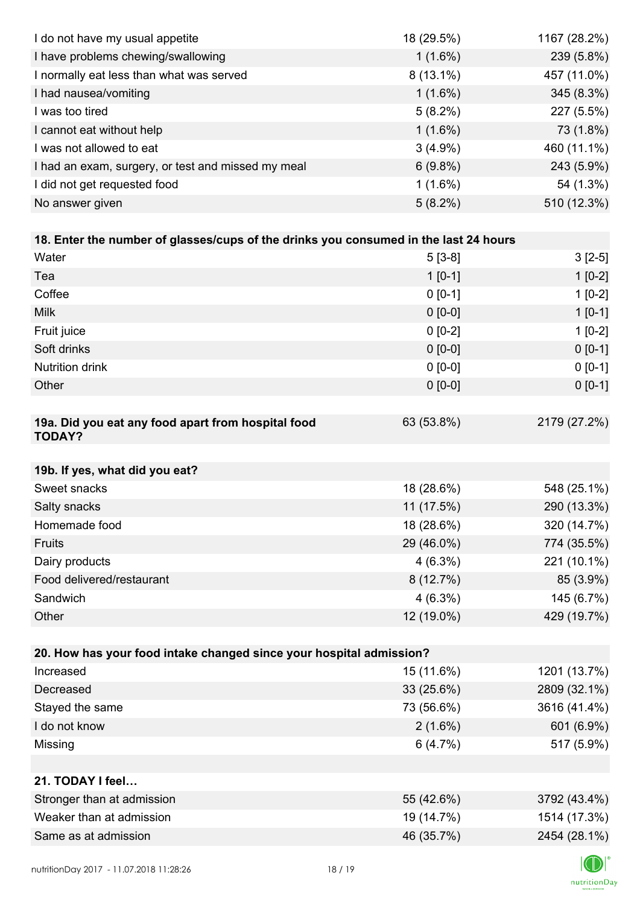| | | |
|---|---|---|
| I do not have my usual appetite | 18 (29.5%) | 1167 (28.2%) |
| I have problems chewing/swallowing | 1 (1.6%) | 239 (5.8%) |
| I normally eat less than what was served | 8 (13.1%) | 457 (11.0%) |
| I had nausea/vomiting | 1 (1.6%) | 345 (8.3%) |
| I was too tired | 5 (8.2%) | 227 (5.5%) |
| I cannot eat without help | 1 (1.6%) | 73 (1.8%) |
| I was not allowed to eat | 3 (4.9%) | 460 (11.1%) |
| I had an exam, surgery, or test and missed my meal | 6 (9.8%) | 243 (5.9%) |
| I did not get requested food | 1 (1.6%) | 54 (1.3%) |
| No answer given | 5 (8.2%) | 510 (12.3%) |

| **18. Enter the number of glasses/cups of the drinks you consumed in the last 24 hours** | | |
|---|---|---|
| Water | 5 [3-8] | 3 [2-5] |
| Tea | 1 [0-1] | 1 [0-2] |
| Coffee | 0 [0-1] | 1 [0-2] |
| Milk | 0 [0-0] | 1 [0-1] |
| Fruit juice | 0 [0-2] | 1 [0-2] |
| Soft drinks | 0 [0-0] | 0 [0-1] |
| Nutrition drink | 0 [0-0] | 0 [0-1] |
| Other | 0 [0-0] | 0 [0-1] |

| | | |
|---|---|---|
| **19a. Did you eat any food apart from hospital food TODAY?** | 63 (53.8%) | 2179 (27.2%) |

| **19b. If yes, what did you eat?** | | |
|---|---|---|
| Sweet snacks | 18 (28.6%) | 548 (25.1%) |
| Salty snacks | 11 (17.5%) | 290 (13.3%) |
| Homemade food | 18 (28.6%) | 320 (14.7%) |
| Fruits | 29 (46.0%) | 774 (35.5%) |
| Dairy products | 4 (6.3%) | 221 (10.1%) |
| Food delivered/restaurant | 8 (12.7%) | 85 (3.9%) |
| Sandwich | 4 (6.3%) | 145 (6.7%) |
| Other | 12 (19.0%) | 429 (19.7%) |

| **20. How has your food intake changed since your hospital admission?** | | |
|---|---|---|
| Increased | 15 (11.6%) | 1201 (13.7%) |
| Decreased | 33 (25.6%) | 2809 (32.1%) |
| Stayed the same | 73 (56.6%) | 3616 (41.4%) |
| I do not know | 2 (1.6%) | 601 (6.9%) |
| Missing | 6 (4.7%) | 517 (5.9%) |

| **21. TODAY I feel…** | | |
|---|---|---|
| Stronger than at admission | 55 (42.6%) | 3792 (43.4%) |
| Weaker than at admission | 19 (14.7%) | 1514 (17.3%) |
| Same as at admission | 46 (35.7%) | 2454 (28.1%) |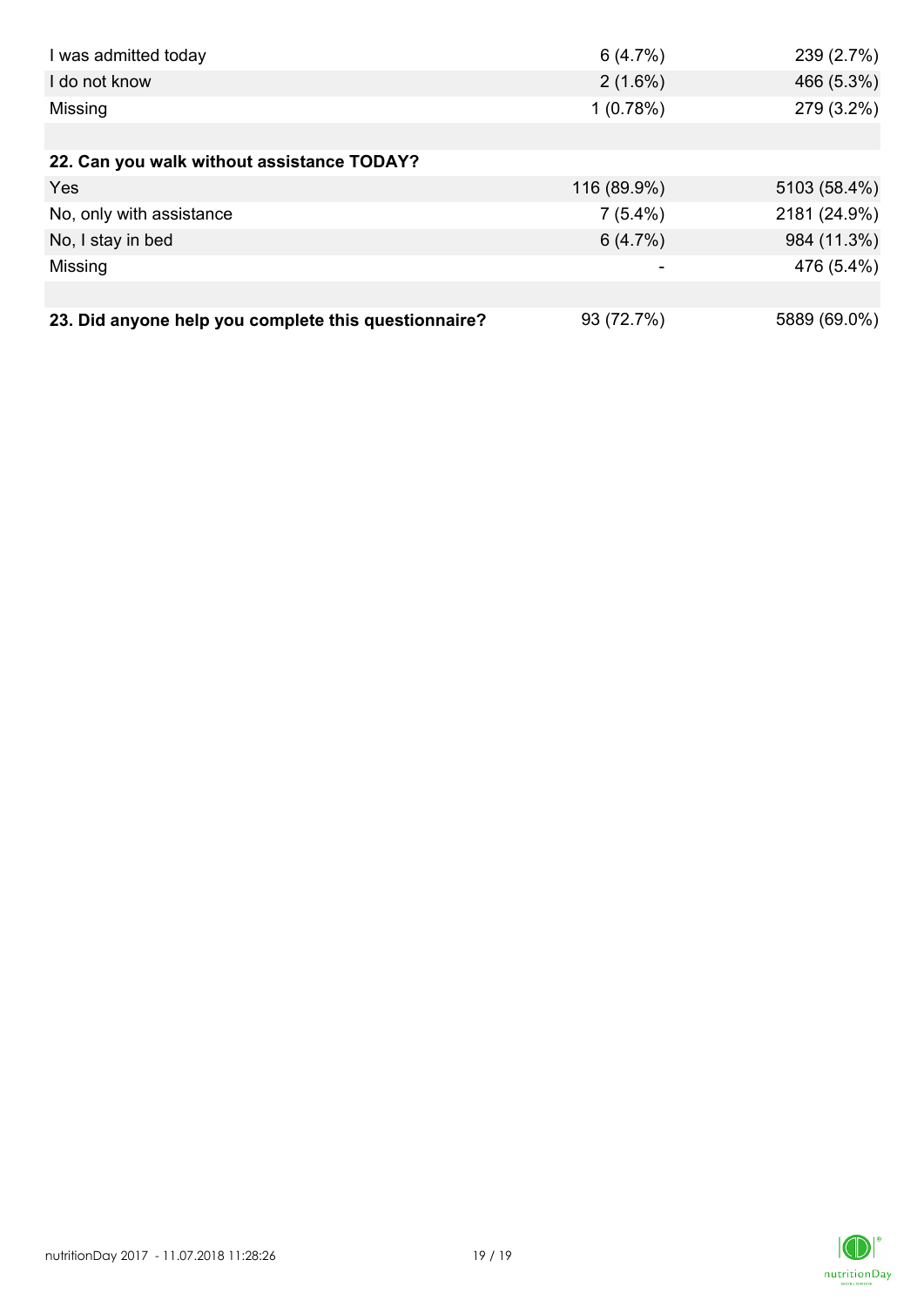| | | |
|---|---|---|
| I was admitted today | 6 (4.7%) | 239 (2.7%) |
| I do not know | 2 (1.6%) | 466 (5.3%) |
| Missing | 1 (0.78%) | 279 (3.2%) |
| | | |
| **22. Can you walk without assistance TODAY?** | | |
| Yes | 116 (89.9%) | 5103 (58.4%) |
| No, only with assistance | 7 (5.4%) | 2181 (24.9%) |
| No, I stay in bed | 6 (4.7%) | 984 (11.3%) |
| Missing | - | 476 (5.4%) |
| | | |
| **23. Did anyone help you complete this questionnaire?** | 93 (72.7%) | 5889 (69.0%) |